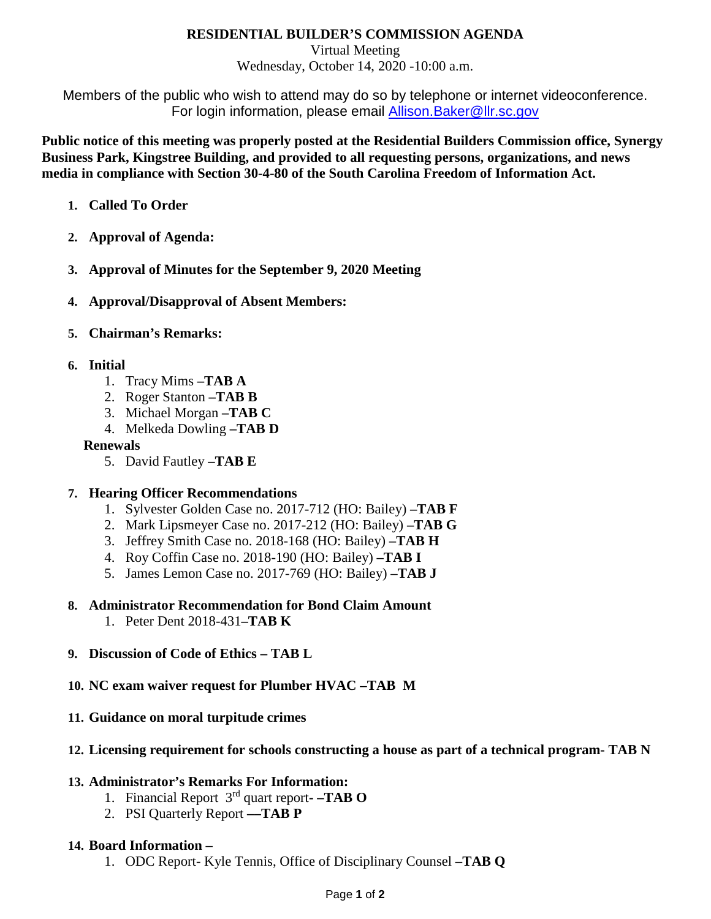# RESIDENTIAL BUILDER'S COMMISSION AGENDA

Virtual Meeting
Wednesday, October 14, 2020 -10:00 a.m.

Members of the public who wish to attend may do so by telephone or internet videoconference. For login information, please email Allison.Baker@llr.sc.gov

**Public notice of this meeting was properly posted at the Residential Builders Commission office, Synergy Business Park, Kingstree Building, and provided to all requesting persons, organizations, and news media in compliance with Section 30-4-80 of the South Carolina Freedom of Information Act.**

1. **Called To Order**

2. **Approval of Agenda:**

3. **Approval of Minutes for the September 9, 2020 Meeting**

4. **Approval/Disapproval of Absent Members:**

5. **Chairman's Remarks:**

6. **Initial**
   1. Tracy Mims **–TAB A**
   2. Roger Stanton **–TAB B**
   3. Michael Morgan **–TAB C**
   4. Melkeda Dowling **–TAB D**

   **Renewals**

   5. David Fautley **–TAB E**

7. **Hearing Officer Recommendations**
   1. Sylvester Golden Case no. 2017-712 (HO: Bailey) **–TAB F**
   2. Mark Lipsmeyer Case no. 2017-212 (HO: Bailey) **–TAB G**
   3. Jeffrey Smith Case no. 2018-168 (HO: Bailey) **–TAB H**
   4. Roy Coffin Case no. 2018-190 (HO: Bailey) **–TAB I**
   5. James Lemon Case no. 2017-769 (HO: Bailey) **–TAB J**

8. **Administrator Recommendation for Bond Claim Amount**
   1. Peter Dent 2018-431**–TAB K**

9. **Discussion of Code of Ethics – TAB L**

10. **NC exam waiver request for Plumber HVAC –TAB M**

11. **Guidance on moral turpitude crimes**

12. **Licensing requirement for schools constructing a house as part of a technical program- TAB N**

13. **Administrator's Remarks For Information:**
    1. Financial Report 3rd quart report- **–TAB O**
    2. PSI Quarterly Report **—TAB P**

14. **Board Information –**
    1. ODC Report- Kyle Tennis, Office of Disciplinary Counsel **–TAB Q**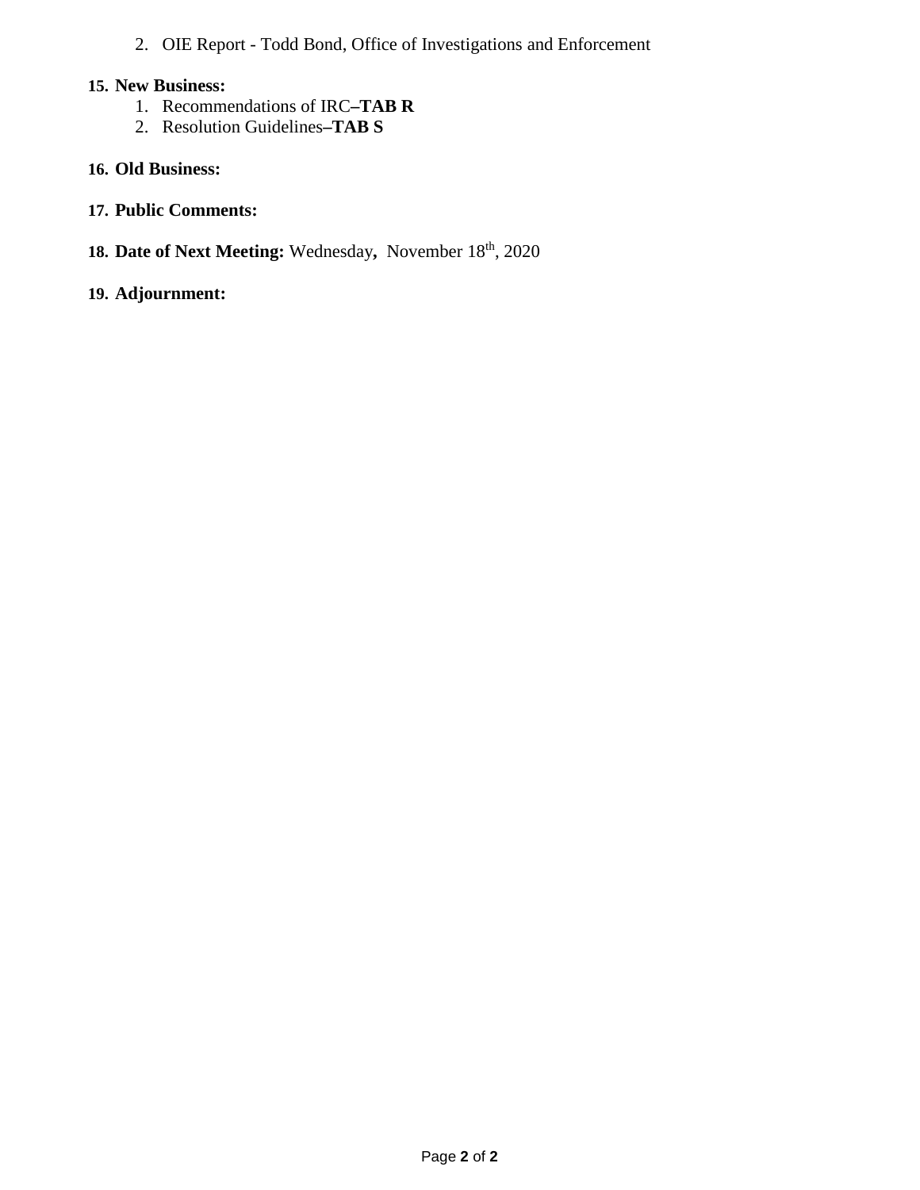2. OIE Report - Todd Bond, Office of Investigations and Enforcement

**15. New Business:**

1. Recommendations of IRC–**TAB R**
2. Resolution Guidelines–**TAB S**

**16. Old Business:**

**17. Public Comments:**

**18. Date of Next Meeting:** Wednesday, November 18th, 2020

**19. Adjournment:**